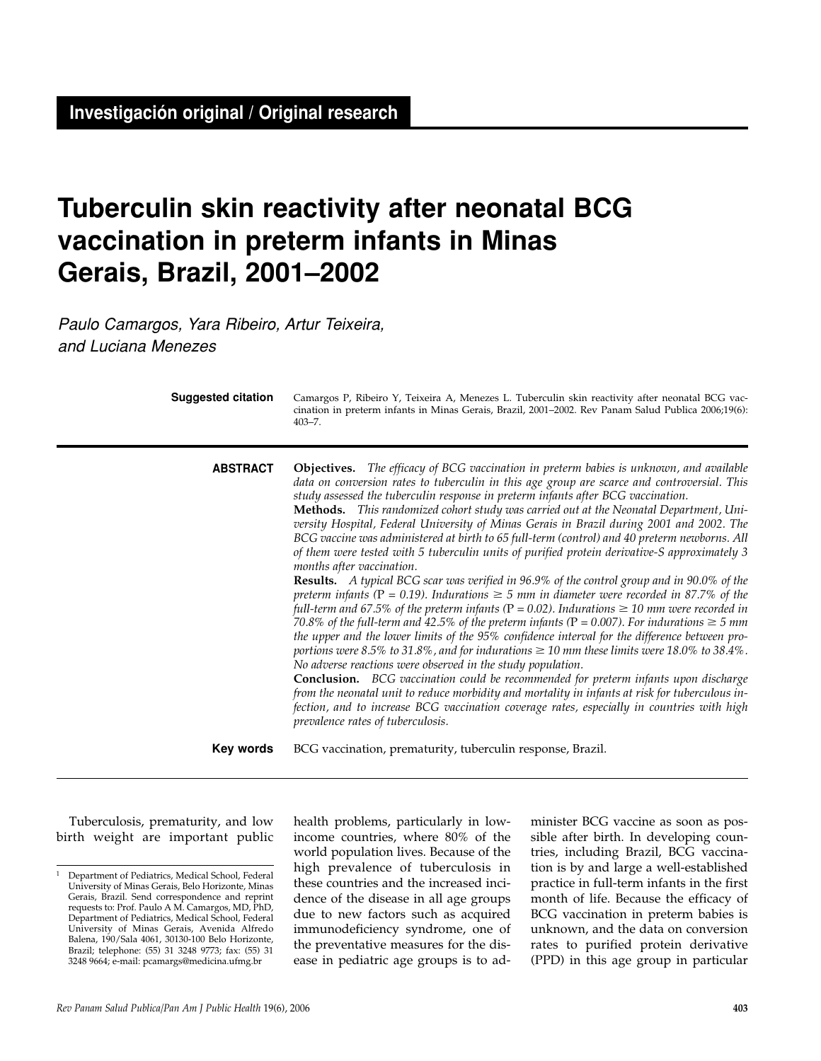Investigación original / Original research

# Tuberculin skin reactivity after neonatal BCG vaccination in preterm infants in Minas Gerais, Brazil, 2001–2002

*Paulo Camargos, Yara Ribeiro, Artur Teixeira, and Luciana Menezes*

**Suggested citation** Camargos P, Ribeiro Y, Teixeira A, Menezes L. Tuberculin skin reactivity after neonatal BCG vaccination in preterm infants in Minas Gerais, Brazil, 2001–2002. Rev Panam Salud Publica 2006;19(6): 403–7.

**ABSTRACT**

**Objectives.** *The efficacy of BCG vaccination in preterm babies is unknown, and available data on conversion rates to tuberculin in this age group are scarce and controversial. This study assessed the tuberculin response in preterm infants after BCG vaccination.*

**Methods.** *This randomized cohort study was carried out at the Neonatal Department, University Hospital, Federal University of Minas Gerais in Brazil during 2001 and 2002. The BCG vaccine was administered at birth to 65 full-term (control) and 40 preterm newborns. All of them were tested with 5 tuberculin units of purified protein derivative-S approximately 3 months after vaccination.*

**Results.** *A typical BCG scar was verified in 96.9% of the control group and in 90.0% of the preterm infants (P = 0.19). Indurations ≥ 5 mm in diameter were recorded in 87.7% of the full-term and 67.5% of the preterm infants (P = 0.02). Indurations ≥ 10 mm were recorded in 70.8% of the full-term and 42.5% of the preterm infants (P = 0.007). For indurations ≥ 5 mm the upper and the lower limits of the 95% confidence interval for the difference between proportions were 8.5% to 31.8%, and for indurations ≥ 10 mm these limits were 18.0% to 38.4%. No adverse reactions were observed in the study population.*

**Conclusion.** *BCG vaccination could be recommended for preterm infants upon discharge from the neonatal unit to reduce morbidity and mortality in infants at risk for tuberculous infection, and to increase BCG vaccination coverage rates, especially in countries with high prevalence rates of tuberculosis.*

**Key words** BCG vaccination, prematurity, tuberculin response, Brazil.

---

Tuberculosis, prematurity, and low birth weight are important public health problems, particularly in low-income countries, where 80% of the world population lives. Because of the high prevalence of tuberculosis in these countries and the increased incidence of the disease in all age groups due to new factors such as acquired immunodeficiency syndrome, one of the preventative measures for the disease in pediatric age groups is to administer BCG vaccine as soon as possible after birth. In developing countries, including Brazil, BCG vaccination is by and large a well-established practice in full-term infants in the first month of life. Because the efficacy of BCG vaccination in preterm babies is unknown, and the data on conversion rates to purified protein derivative (PPD) in this age group in particular

[1] Department of Pediatrics, Medical School, Federal University of Minas Gerais, Belo Horizonte, Minas Gerais, Brazil. Send correspondence and reprint requests to: Prof. Paulo A M. Camargos, MD, PhD, Department of Pediatrics, Medical School, Federal University of Minas Gerais, Avenida Alfredo Balena, 190/Sala 4061, 30130-100 Belo Horizonte, Brazil; telephone: (55) 31 3248 9773; fax: (55) 31 3248 9664; e-mail: pcamargs@medicina.ufmg.br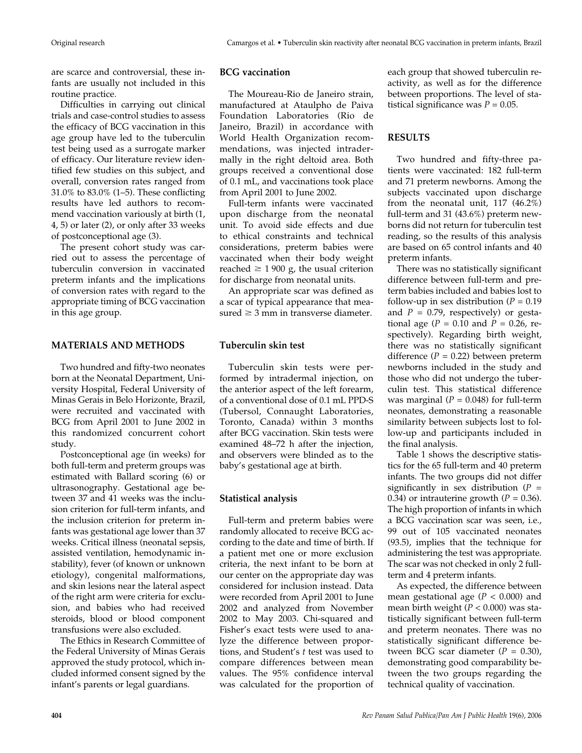are scarce and controversial, these infants are usually not included in this routine practice.

Difficulties in carrying out clinical trials and case-control studies to assess the efficacy of BCG vaccination in this age group have led to the tuberculin test being used as a surrogate marker of efficacy. Our literature review identified few studies on this subject, and overall, conversion rates ranged from 31.0% to 83.0% (1–5). These conflicting results have led authors to recommend vaccination variously at birth (1, 4, 5) or later (2), or only after 33 weeks of postconceptional age (3).

The present cohort study was carried out to assess the percentage of tuberculin conversion in vaccinated preterm infants and the implications of conversion rates with regard to the appropriate timing of BCG vaccination in this age group.

## MATERIALS AND METHODS

Two hundred and fifty-two neonates born at the Neonatal Department, University Hospital, Federal University of Minas Gerais in Belo Horizonte, Brazil, were recruited and vaccinated with BCG from April 2001 to June 2002 in this randomized concurrent cohort study.

Postconceptional age (in weeks) for both full-term and preterm groups was estimated with Ballard scoring (6) or ultrasonography. Gestational age between 37 and 41 weeks was the inclusion criterion for full-term infants, and the inclusion criterion for preterm infants was gestational age lower than 37 weeks. Critical illness (neonatal sepsis, assisted ventilation, hemodynamic instability), fever (of known or unknown etiology), congenital malformations, and skin lesions near the lateral aspect of the right arm were criteria for exclusion, and babies who had received steroids, blood or blood component transfusions were also excluded.

The Ethics in Research Committee of the Federal University of Minas Gerais approved the study protocol, which included informed consent signed by the infant's parents or legal guardians.

### BCG vaccination

The Moureau-Rio de Janeiro strain, manufactured at Ataulpho de Paiva Foundation Laboratories (Rio de Janeiro, Brazil) in accordance with World Health Organization recommendations, was injected intradermally in the right deltoid area. Both groups received a conventional dose of 0.1 mL, and vaccinations took place from April 2001 to June 2002.

Full-term infants were vaccinated upon discharge from the neonatal unit. To avoid side effects and due to ethical constraints and technical considerations, preterm babies were vaccinated when their body weight reached ≥ 1 900 g, the usual criterion for discharge from neonatal units.

An appropriate scar was defined as a scar of typical appearance that measured ≥ 3 mm in transverse diameter.

### Tuberculin skin test

Tuberculin skin tests were performed by intradermal injection, on the anterior aspect of the left forearm, of a conventional dose of 0.1 mL PPD-S (Tubersol, Connaught Laboratories, Toronto, Canada) within 3 months after BCG vaccination. Skin tests were examined 48–72 h after the injection, and observers were blinded as to the baby's gestational age at birth.

### Statistical analysis

Full-term and preterm babies were randomly allocated to receive BCG according to the date and time of birth. If a patient met one or more exclusion criteria, the next infant to be born at our center on the appropriate day was considered for inclusion instead. Data were recorded from April 2001 to June 2002 and analyzed from November 2002 to May 2003. Chi-squared and Fisher's exact tests were used to analyze the difference between proportions, and Student's *t* test was used to compare differences between mean values. The 95% confidence interval was calculated for the proportion of each group that showed tuberculin reactivity, as well as for the difference between proportions. The level of statistical significance was $P = 0.05$.

## RESULTS

Two hundred and fifty-three patients were vaccinated: 182 full-term and 71 preterm newborns. Among the subjects vaccinated upon discharge from the neonatal unit, 117 (46.2%) full-term and 31 (43.6%) preterm newborns did not return for tuberculin test reading, so the results of this analysis are based on 65 control infants and 40 preterm infants.

There was no statistically significant difference between full-term and preterm babies included and babies lost to follow-up in sex distribution ($P = 0.19$ and $P = 0.79$, respectively) or gestational age ($P = 0.10$ and $P = 0.26$, respectively). Regarding birth weight, there was no statistically significant difference ($P = 0.22$) between preterm newborns included in the study and those who did not undergo the tuberculin test. This statistical difference was marginal ($P = 0.048$) for full-term neonates, demonstrating a reasonable similarity between subjects lost to follow-up and participants included in the final analysis.

Table 1 shows the descriptive statistics for the 65 full-term and 40 preterm infants. The two groups did not differ significantly in sex distribution ($P = 0.34$) or intrauterine growth ($P = 0.36$). The high proportion of infants in which a BCG vaccination scar was seen, i.e., 99 out of 105 vaccinated neonates (93.5), implies that the technique for administering the test was appropriate. The scar was not checked in only 2 full-term and 4 preterm infants.

As expected, the difference between mean gestational age ($P < 0.000$) and mean birth weight ($P < 0.000$) was statistically significant between full-term and preterm neonates. There was no statistically significant difference between BCG scar diameter ($P = 0.30$), demonstrating good comparability between the two groups regarding the technical quality of vaccination.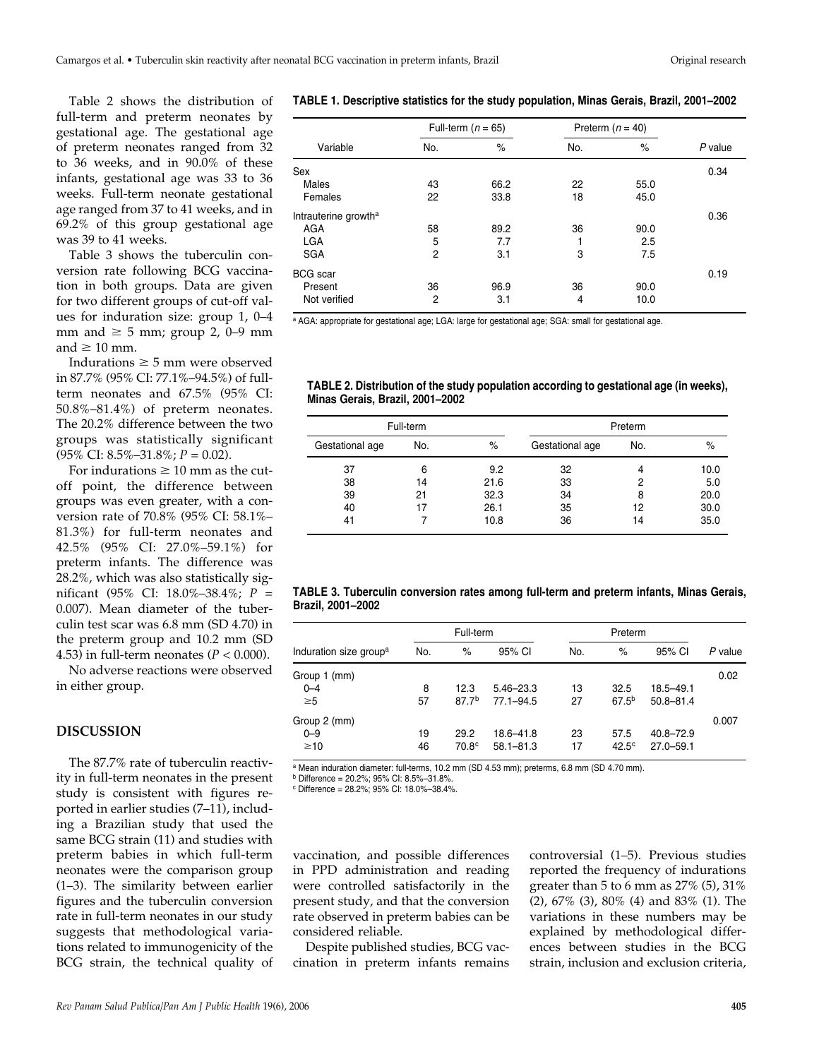Table 2 shows the distribution of full-term and preterm neonates by gestational age. The gestational age of preterm neonates ranged from 32 to 36 weeks, and in 90.0% of these infants, gestational age was 33 to 36 weeks. Full-term neonate gestational age ranged from 37 to 41 weeks, and in 69.2% of this group gestational age was 39 to 41 weeks.

Table 3 shows the tuberculin conversion rate following BCG vaccination in both groups. Data are given for two different groups of cut-off values for induration size: group 1, 0–4 mm and ≥ 5 mm; group 2, 0–9 mm and ≥ 10 mm.

Indurations ≥ 5 mm were observed in 87.7% (95% CI: 77.1%–94.5%) of full-term neonates and 67.5% (95% CI: 50.8%–81.4%) of preterm neonates. The 20.2% difference between the two groups was statistically significant (95% CI: 8.5%–31.8%; $P = 0.02$).

For indurations ≥ 10 mm as the cut-off point, the difference between groups was even greater, with a conversion rate of 70.8% (95% CI: 58.1%–81.3%) for full-term neonates and 42.5% (95% CI: 27.0%–59.1%) for preterm infants. The difference was 28.2%, which was also statistically significant (95% CI: 18.0%–38.4%; $P = 0.007$). Mean diameter of the tuberculin test scar was 6.8 mm (SD 4.70) in the preterm group and 10.2 mm (SD 4.53) in full-term neonates ($P < 0.000$).

No adverse reactions were observed in either group.

**TABLE 1. Descriptive statistics for the study population, Minas Gerais, Brazil, 2001–2002**

| Variable | Full-term ($n$ = 65) No. | Full-term % | Preterm ($n$ = 40) No. | Preterm % | $P$ value |
|---|---|---|---|---|---|
| Sex | | | | | 0.34 |
| Males | 43 | 66.2 | 22 | 55.0 | |
| Females | 22 | 33.8 | 18 | 45.0 | |
| Intrauterine growth[a] | | | | | 0.36 |
| AGA | 58 | 89.2 | 36 | 90.0 | |
| LGA | 5 | 7.7 | 1 | 2.5 | |
| SGA | 2 | 3.1 | 3 | 7.5 | |
| BCG scar | | | | | 0.19 |
| Present | 36 | 96.9 | 36 | 90.0 | |
| Not verified | 2 | 3.1 | 4 | 10.0 | |

[a] AGA: appropriate for gestational age; LGA: large for gestational age; SGA: small for gestational age.

**TABLE 2. Distribution of the study population according to gestational age (in weeks), Minas Gerais, Brazil, 2001–2002**

| Full-term Gestational age | No. | % | Preterm Gestational age | No. | % |
|---|---|---|---|---|---|
| 37 | 6 | 9.2 | 32 | 4 | 10.0 |
| 38 | 14 | 21.6 | 33 | 2 | 5.0 |
| 39 | 21 | 32.3 | 34 | 8 | 20.0 |
| 40 | 17 | 26.1 | 35 | 12 | 30.0 |
| 41 | 7 | 10.8 | 36 | 14 | 35.0 |

**TABLE 3. Tuberculin conversion rates among full-term and preterm infants, Minas Gerais, Brazil, 2001–2002**

| Induration size group[a] | Full-term No. | Full-term % | Full-term 95% CI | Preterm No. | Preterm % | Preterm 95% CI | $P$ value |
|---|---|---|---|---|---|---|---|
| Group 1 (mm) | | | | | | | 0.02 |
| 0–4 | 8 | 12.3 | 5.46–23.3 | 13 | 32.5 | 18.5–49.1 | |
| ≥5 | 57 | 87.7[b] | 77.1–94.5 | 27 | 67.5[b] | 50.8–81.4 | |
| Group 2 (mm) | | | | | | | 0.007 |
| 0–9 | 19 | 29.2 | 18.6–41.8 | 23 | 57.5 | 40.8–72.9 | |
| ≥10 | 46 | 70.8[c] | 58.1–81.3 | 17 | 42.5[c] | 27.0–59.1 | |

[a] Mean induration diameter: full-terms, 10.2 mm (SD 4.53 mm); preterms, 6.8 mm (SD 4.70 mm).
[b] Difference = 20.2%; 95% CI: 8.5%–31.8%.
[c] Difference = 28.2%; 95% CI: 18.0%–38.4%.

## DISCUSSION

The 87.7% rate of tuberculin reactivity in full-term neonates in the present study is consistent with figures reported in earlier studies (7–11), including a Brazilian study that used the same BCG strain (11) and studies with preterm babies in which full-term neonates were the comparison group (1–3). The similarity between earlier figures and the tuberculin conversion rate in full-term neonates in our study suggests that methodological variations related to immunogenicity of the BCG strain, the technical quality of vaccination, and possible differences in PPD administration and reading were controlled satisfactorily in the present study, and that the conversion rate observed in preterm babies can be considered reliable.

Despite published studies, BCG vaccination in preterm infants remains controversial (1–5). Previous studies reported the frequency of indurations greater than 5 to 6 mm as 27% (5), 31% (2), 67% (3), 80% (4) and 83% (1). The variations in these numbers may be explained by methodological differences between studies in the BCG strain, inclusion and exclusion criteria,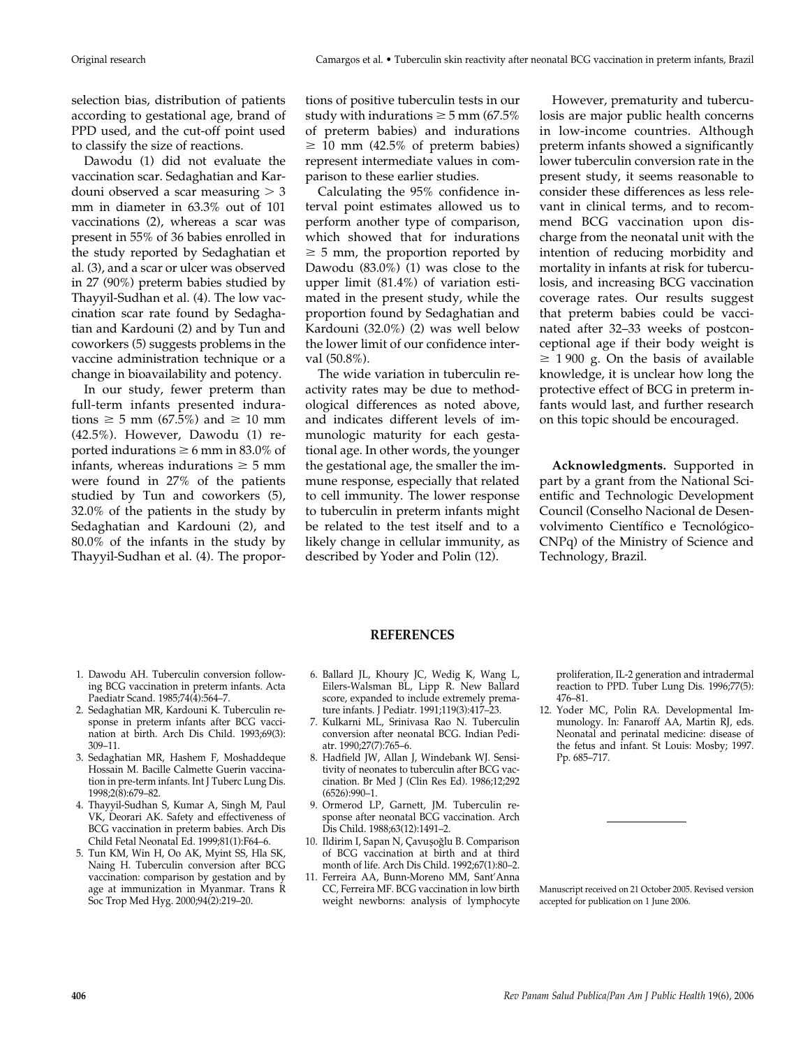selection bias, distribution of patients according to gestational age, brand of PPD used, and the cut-off point used to classify the size of reactions.

Dawodu (1) did not evaluate the vaccination scar. Sedaghatian and Kardouni observed a scar measuring > 3 mm in diameter in 63.3% out of 101 vaccinations (2), whereas a scar was present in 55% of 36 babies enrolled in the study reported by Sedaghatian et al. (3), and a scar or ulcer was observed in 27 (90%) preterm babies studied by Thayyil-Sudhan et al. (4). The low vaccination scar rate found by Sedaghatian and Kardouni (2) and by Tun and coworkers (5) suggests problems in the vaccine administration technique or a change in bioavailability and potency.

In our study, fewer preterm than full-term infants presented indurations ≥ 5 mm (67.5%) and ≥ 10 mm (42.5%). However, Dawodu (1) reported indurations ≥ 6 mm in 83.0% of infants, whereas indurations ≥ 5 mm were found in 27% of the patients studied by Tun and coworkers (5), 32.0% of the patients in the study by Sedaghatian and Kardouni (2), and 80.0% of the infants in the study by Thayyil-Sudhan et al. (4). The proportions of positive tuberculin tests in our study with indurations ≥ 5 mm (67.5% of preterm babies) and indurations ≥ 10 mm (42.5% of preterm babies) represent intermediate values in comparison to these earlier studies.

Calculating the 95% confidence interval point estimates allowed us to perform another type of comparison, which showed that for indurations ≥ 5 mm, the proportion reported by Dawodu (83.0%) (1) was close to the upper limit (81.4%) of variation estimated in the present study, while the proportion found by Sedaghatian and Kardouni (32.0%) (2) was well below the lower limit of our confidence interval (50.8%).

The wide variation in tuberculin reactivity rates may be due to methodological differences as noted above, and indicates different levels of immunologic maturity for each gestational age. In other words, the younger the gestational age, the smaller the immune response, especially that related to cell immunity. The lower response to tuberculin in preterm infants might be related to the test itself and to a likely change in cellular immunity, as described by Yoder and Polin (12).

However, prematurity and tuberculosis are major public health concerns in low-income countries. Although preterm infants showed a significantly lower tuberculin conversion rate in the present study, it seems reasonable to consider these differences as less relevant in clinical terms, and to recommend BCG vaccination upon discharge from the neonatal unit with the intention of reducing morbidity and mortality in infants at risk for tuberculosis, and increasing BCG vaccination coverage rates. Our results suggest that preterm babies could be vaccinated after 32–33 weeks of postconceptional age if their body weight is ≥ 1 900 g. On the basis of available knowledge, it is unclear how long the protective effect of BCG in preterm infants would last, and further research on this topic should be encouraged.

**Acknowledgments.** Supported in part by a grant from the National Scientific and Technologic Development Council (Conselho Nacional de Desenvolvimento Científico e Tecnológico-CNPq) of the Ministry of Science and Technology, Brazil.

## REFERENCES

1. Dawodu AH. Tuberculin conversion following BCG vaccination in preterm infants. Acta Paediatr Scand. 1985;74(4):564–7.
2. Sedaghatian MR, Kardouni K. Tuberculin response in preterm infants after BCG vaccination at birth. Arch Dis Child. 1993;69(3): 309–11.
3. Sedaghatian MR, Hashem F, Moshaddeque Hossain M. Bacille Calmette Guerin vaccination in pre-term infants. Int J Tuberc Lung Dis. 1998;2(8):679–82.
4. Thayyil-Sudhan S, Kumar A, Singh M, Paul VK, Deorari AK. Safety and effectiveness of BCG vaccination in preterm babies. Arch Dis Child Fetal Neonatal Ed. 1999;81(1):F64–6.
5. Tun KM, Win H, Oo AK, Myint SS, Hla SK, Naing H. Tuberculin conversion after BCG vaccination: comparison by gestation and by age at immunization in Myanmar. Trans R Soc Trop Med Hyg. 2000;94(2):219–20.
6. Ballard JL, Khoury JC, Wedig K, Wang L, Eilers-Walsman BL, Lipp R. New Ballard score, expanded to include extremely premature infants. J Pediatr. 1991;119(3):417–23.
7. Kulkarni ML, Srinivasa Rao N. Tuberculin conversion after neonatal BCG. Indian Pediatr. 1990;27(7):765–6.
8. Hadfield JW, Allan J, Windebank WJ. Sensitivity of neonates to tuberculin after BCG vaccination. Br Med J (Clin Res Ed). 1986;12;292 (6526):990–1.
9. Ormerod LP, Garnett, JM. Tuberculin response after neonatal BCG vaccination. Arch Dis Child. 1988;63(12):1491–2.
10. Ildirim I, Sapan N, Çavuşoğlu B. Comparison of BCG vaccination at birth and at third month of life. Arch Dis Child. 1992;67(1):80–2.
11. Ferreira AA, Bunn-Moreno MM, Sant'Anna CC, Ferreira MF. BCG vaccination in low birth weight newborns: analysis of lymphocyte proliferation, IL-2 generation and intradermal reaction to PPD. Tuber Lung Dis. 1996;77(5): 476–81.
12. Yoder MC, Polin RA. Developmental Immunology. In: Fanaroff AA, Martin RJ, eds. Neonatal and perinatal medicine: disease of the fetus and infant. St Louis: Mosby; 1997. Pp. 685–717.

Manuscript received on 21 October 2005. Revised version accepted for publication on 1 June 2006.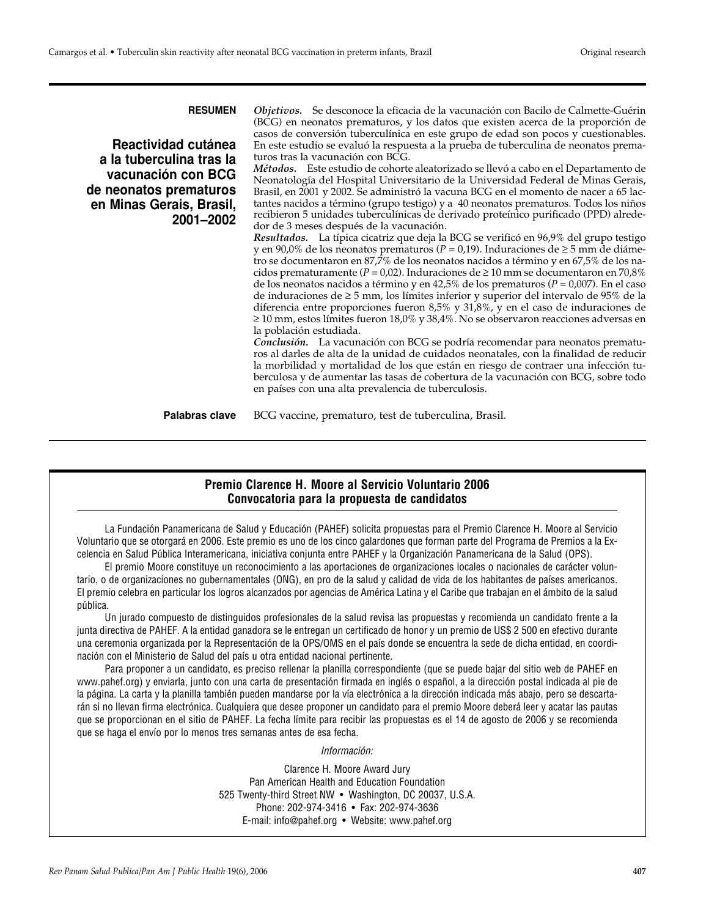## RESUMEN

### Reactividad cutánea a la tuberculina tras la vacunación con BCG de neonatos prematuros en Minas Gerais, Brasil, 2001–2002

***Objetivos.*** Se desconoce la eficacia de la vacunación con Bacilo de Calmette-Guérin (BCG) en neonatos prematuros, y los datos que existen acerca de la proporción de casos de conversión tuberculínica en este grupo de edad son pocos y cuestionables. En este estudio se evaluó la respuesta a la prueba de tuberculina de neonatos prematuros tras la vacunación con BCG.

***Métodos.*** Este estudio de cohorte aleatorizado se llevó a cabo en el Departamento de Neonatología del Hospital Universitario de la Universidad Federal de Minas Gerais, Brasil, en 2001 y 2002. Se administró la vacuna BCG en el momento de nacer a 65 lactantes nacidos a término (grupo testigo) y a 40 neonatos prematuros. Todos los niños recibieron 5 unidades tuberculínicas de derivado proteínico purificado (PPD) alrededor de 3 meses después de la vacunación.

***Resultados.*** La típica cicatriz que deja la BCG se verificó en 96,9% del grupo testigo y en 90,0% de los neonatos prematuros ($P = 0,19$). Induraciones de ≥ 5 mm de diámetro se documentaron en 87,7% de los neonatos nacidos a término y en 67,5% de los nacidos prematuramente ($P = 0,02$). Induraciones de ≥ 10 mm se documentaron en 70,8% de los neonatos nacidos a término y en 42,5% de los prematuros ($P = 0,007$). En el caso de induraciones de ≥ 5 mm, los límites inferior y superior del intervalo de 95% de la diferencia entre proporciones fueron 8,5% y 31,8%, y en el caso de induraciones de ≥ 10 mm, estos límites fueron 18,0% y 38,4%. No se observaron reacciones adversas en la población estudiada.

***Conclusión.*** La vacunación con BCG se podría recomendar para neonatos prematuros al darles de alta de la unidad de cuidados neonatales, con la finalidad de reducir la morbilidad y mortalidad de los que están en riesgo de contraer una infección tuberculosa y de aumentar las tasas de cobertura de la vacunación con BCG, sobre todo en países con una alta prevalencia de tuberculosis.

**Palabras clave** BCG vaccine, prematuro, test de tuberculina, Brasil.

---

## Premio Clarence H. Moore al Servicio Voluntario 2006
## Convocatoria para la propuesta de candidatos

La Fundación Panamericana de Salud y Educación (PAHEF) solicita propuestas para el Premio Clarence H. Moore al Servicio Voluntario que se otorgará en 2006. Este premio es uno de los cinco galardones que forman parte del Programa de Premios a la Excelencia en Salud Pública Interamericana, iniciativa conjunta entre PAHEF y la Organización Panamericana de la Salud (OPS).

El premio Moore constituye un reconocimiento a las aportaciones de organizaciones locales o nacionales de carácter voluntario, o de organizaciones no gubernamentales (ONG), en pro de la salud y calidad de vida de los habitantes de países americanos. El premio celebra en particular los logros alcanzados por agencias de América Latina y el Caribe que trabajan en el ámbito de la salud pública.

Un jurado compuesto de distinguidos profesionales de la salud revisa las propuestas y recomienda un candidato frente a la junta directiva de PAHEF. A la entidad ganadora se le entregan un certificado de honor y un premio de US$ 2 500 en efectivo durante una ceremonia organizada por la Representación de la OPS/OMS en el país donde se encuentra la sede de dicha entidad, en coordinación con el Ministerio de Salud del país u otra entidad nacional pertinente.

Para proponer a un candidato, es preciso rellenar la planilla correspondiente (que se puede bajar del sitio web de PAHEF en www.pahef.org) y enviarla, junto con una carta de presentación firmada en inglés o español, a la dirección postal indicada al pie de la página. La carta y la planilla también pueden mandarse por la vía electrónica a la dirección indicada más abajo, pero se descartarán si no llevan firma electrónica. Cualquiera que desee proponer un candidato para el premio Moore deberá leer y acatar las pautas que se proporcionan en el sitio de PAHEF. La fecha límite para recibir las propuestas es el 14 de agosto de 2006 y se recomienda que se haga el envío por lo menos tres semanas antes de esa fecha.

*Información:*

Clarence H. Moore Award Jury
Pan American Health and Education Foundation
525 Twenty-third Street NW • Washington, DC 20037, U.S.A.
Phone: 202-974-3416 • Fax: 202-974-3636
E-mail: info@pahef.org • Website: www.pahef.org